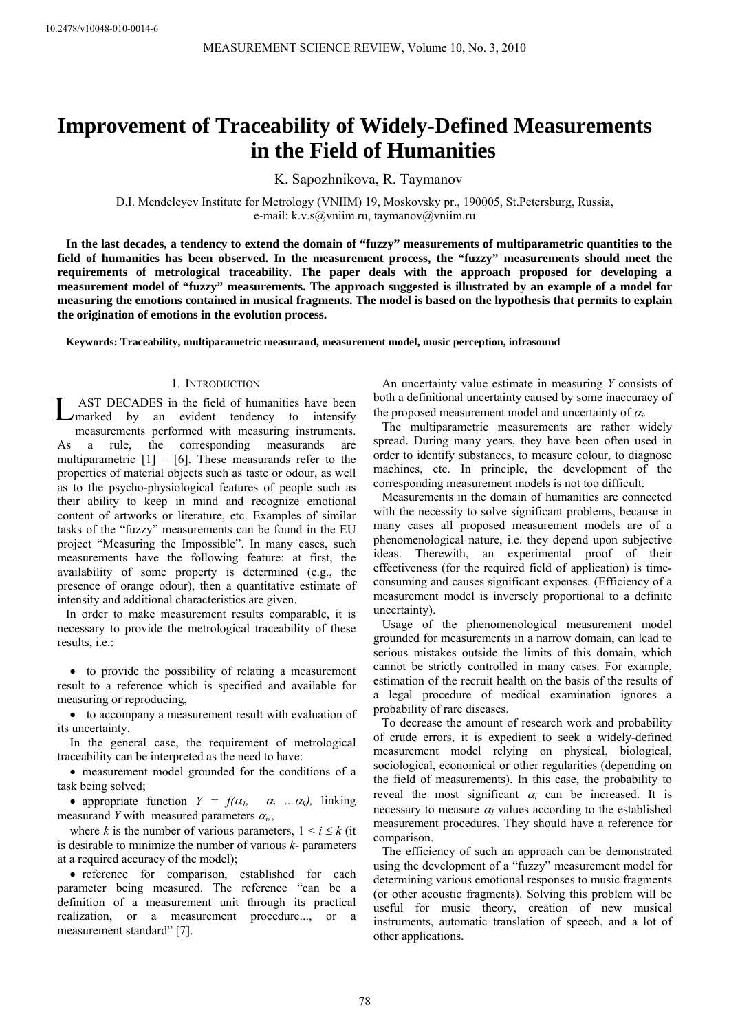10.2478/v10048-010-0014-6

# Improvement of Traceability of Widely-Defined Measurements in the Field of Humanities

K. Sapozhnikova, R. Taymanov

D.I. Mendeleyev Institute for Metrology (VNIIM) 19, Moskovsky pr., 190005, St.Petersburg, Russia, e-mail: k.v.s@vniim.ru, taymanov@vniim.ru

**In the last decades, a tendency to extend the domain of "fuzzy" measurements of multiparametric quantities to the field of humanities has been observed. In the measurement process, the "fuzzy" measurements should meet the requirements of metrological traceability. The paper deals with the approach proposed for developing a measurement model of "fuzzy" measurements. The approach suggested is illustrated by an example of a model for measuring the emotions contained in musical fragments. The model is based on the hypothesis that permits to explain the origination of emotions in the evolution process.**

**Keywords: Traceability, multiparametric measurand, measurement model, music perception, infrasound**

## 1. Introduction

Last decades in the field of humanities have been marked by an evident tendency to intensify measurements performed with measuring instruments. As a rule, the corresponding measurands are multiparametric [1] – [6]. These measurands refer to the properties of material objects such as taste or odour, as well as to the psycho-physiological features of people such as their ability to keep in mind and recognize emotional content of artworks or literature, etc. Examples of similar tasks of the "fuzzy" measurements can be found in the EU project "Measuring the Impossible". In many cases, such measurements have the following feature: at first, the availability of some property is determined (e.g., the presence of orange odour), then a quantitative estimate of intensity and additional characteristics are given.

In order to make measurement results comparable, it is necessary to provide the metrological traceability of these results, i.e.:

- to provide the possibility of relating a measurement result to a reference which is specified and available for measuring or reproducing,
- to accompany a measurement result with evaluation of its uncertainty.

In the general case, the requirement of metrological traceability can be interpreted as the need to have:

- measurement model grounded for the conditions of a task being solved;
- appropriate function $Y = f(\alpha_1, \alpha_i \ldots \alpha_k)$, linking measurand $Y$ with measured parameters $\alpha_i$,

where $k$ is the number of various parameters, $1 < i \leq k$ (it is desirable to minimize the number of various $k$- parameters at a required accuracy of the model);

- reference for comparison, established for each parameter being measured. The reference "can be a definition of a measurement unit through its practical realization, or a measurement procedure..., or a measurement standard" [7].

An uncertainty value estimate in measuring $Y$ consists of both a definitional uncertainty caused by some inaccuracy of the proposed measurement model and uncertainty of $\alpha_i$.

The multiparametric measurements are rather widely spread. During many years, they have been often used in order to identify substances, to measure colour, to diagnose machines, etc. In principle, the development of the corresponding measurement models is not too difficult.

Measurements in the domain of humanities are connected with the necessity to solve significant problems, because in many cases all proposed measurement models are of a phenomenological nature, i.e. they depend upon subjective ideas. Therewith, an experimental proof of their effectiveness (for the required field of application) is time-consuming and causes significant expenses. (Efficiency of a measurement model is inversely proportional to a definite uncertainty).

Usage of the phenomenological measurement model grounded for measurements in a narrow domain, can lead to serious mistakes outside the limits of this domain, which cannot be strictly controlled in many cases. For example, estimation of the recruit health on the basis of the results of a legal procedure of medical examination ignores a probability of rare diseases.

To decrease the amount of research work and probability of crude errors, it is expedient to seek a widely-defined measurement model relying on physical, biological, sociological, economical or other regularities (depending on the field of measurements). In this case, the probability to reveal the most significant $\alpha_i$ can be increased. It is necessary to measure $\alpha_I$ values according to the established measurement procedures. They should have a reference for comparison.

The efficiency of such an approach can be demonstrated using the development of a "fuzzy" measurement model for determining various emotional responses to music fragments (or other acoustic fragments). Solving this problem will be useful for music theory, creation of new musical instruments, automatic translation of speech, and a lot of other applications.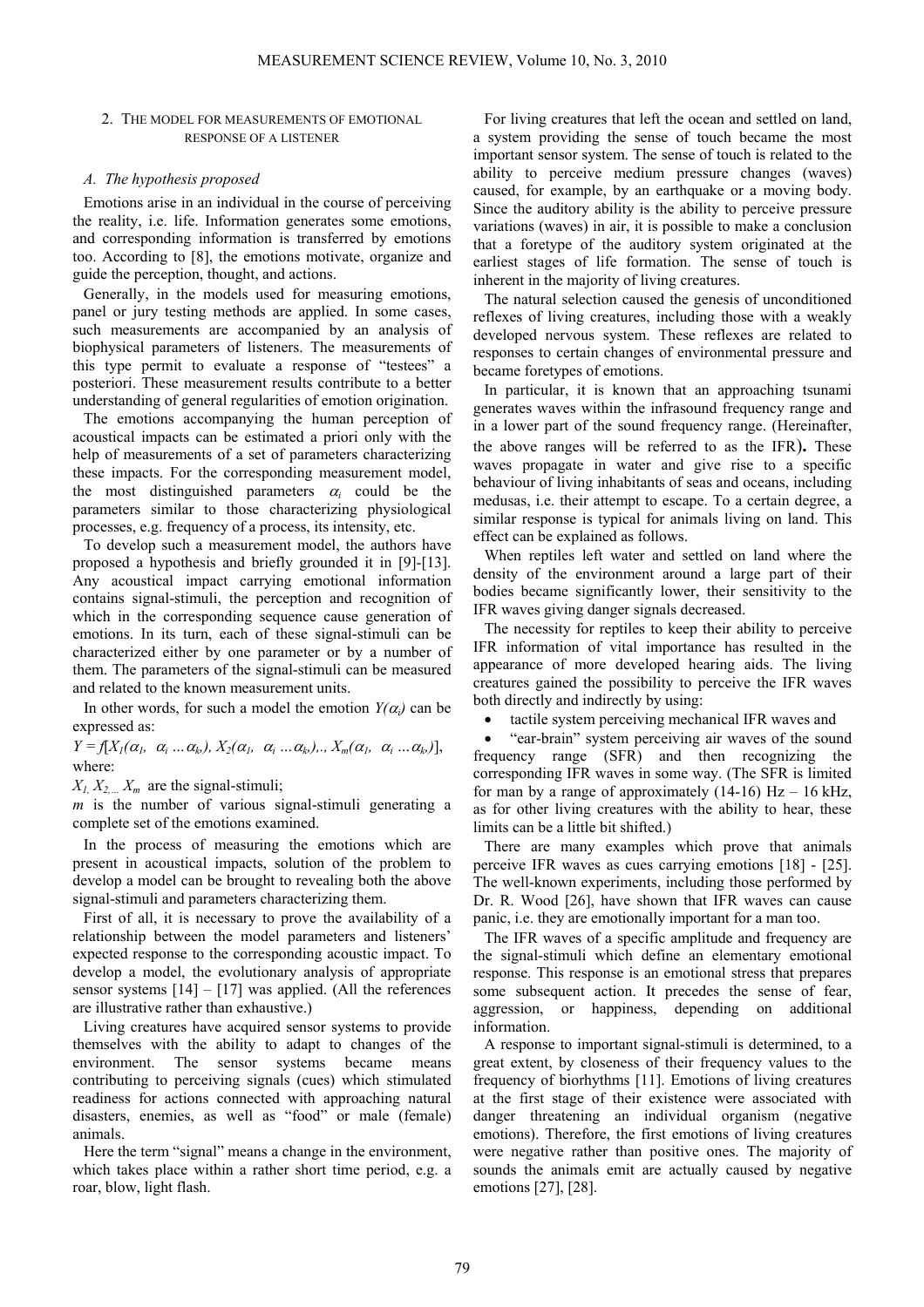## 2. THE MODEL FOR MEASUREMENTS OF EMOTIONAL RESPONSE OF A LISTENER

### *A. The hypothesis proposed*

Emotions arise in an individual in the course of perceiving the reality, i.e. life. Information generates some emotions, and corresponding information is transferred by emotions too. According to [8], the emotions motivate, organize and guide the perception, thought, and actions.

Generally, in the models used for measuring emotions, panel or jury testing methods are applied. In some cases, such measurements are accompanied by an analysis of biophysical parameters of listeners. The measurements of this type permit to evaluate a response of "testees" a posteriori. These measurement results contribute to a better understanding of general regularities of emotion origination.

The emotions accompanying the human perception of acoustical impacts can be estimated a priori only with the help of measurements of a set of parameters characterizing these impacts. For the corresponding measurement model, the most distinguished parameters $\alpha_i$ could be the parameters similar to those characterizing physiological processes, e.g. frequency of a process, its intensity, etc.

To develop such a measurement model, the authors have proposed a hypothesis and briefly grounded it in [9]-[13]. Any acoustical impact carrying emotional information contains signal-stimuli, the perception and recognition of which in the corresponding sequence cause generation of emotions. In its turn, each of these signal-stimuli can be characterized either by one parameter or by a number of them. The parameters of the signal-stimuli can be measured and related to the known measurement units.

In other words, for such a model the emotion $Y(\alpha_i)$ can be expressed as:

$Y = f[X_1(\alpha_1, \ \alpha_i \dots \alpha_k), X_2(\alpha_1, \ \alpha_i \dots \alpha_k),., X_m(\alpha_1, \ \alpha_i \dots \alpha_k)]$, where:

$X_1, X_2, \dots X_m$ are the signal-stimuli;

$m$ is the number of various signal-stimuli generating a complete set of the emotions examined.

In the process of measuring the emotions which are present in acoustical impacts, solution of the problem to develop a model can be brought to revealing both the above signal-stimuli and parameters characterizing them.

First of all, it is necessary to prove the availability of a relationship between the model parameters and listeners' expected response to the corresponding acoustic impact. To develop a model, the evolutionary analysis of appropriate sensor systems [14] – [17] was applied. (All the references are illustrative rather than exhaustive.)

Living creatures have acquired sensor systems to provide themselves with the ability to adapt to changes of the environment. The sensor systems became means contributing to perceiving signals (cues) which stimulated readiness for actions connected with approaching natural disasters, enemies, as well as "food" or male (female) animals.

Here the term "signal" means a change in the environment, which takes place within a rather short time period, e.g. a roar, blow, light flash.

For living creatures that left the ocean and settled on land, a system providing the sense of touch became the most important sensor system. The sense of touch is related to the ability to perceive medium pressure changes (waves) caused, for example, by an earthquake or a moving body. Since the auditory ability is the ability to perceive pressure variations (waves) in air, it is possible to make a conclusion that a foretype of the auditory system originated at the earliest stages of life formation. The sense of touch is inherent in the majority of living creatures.

The natural selection caused the genesis of unconditioned reflexes of living creatures, including those with a weakly developed nervous system. These reflexes are related to responses to certain changes of environmental pressure and became foretypes of emotions.

In particular, it is known that an approaching tsunami generates waves within the infrasound frequency range and in a lower part of the sound frequency range. (Hereinafter, the above ranges will be referred to as the IFR)**.** These waves propagate in water and give rise to a specific behaviour of living inhabitants of seas and oceans, including medusas, i.e. their attempt to escape. To a certain degree, a similar response is typical for animals living on land. This effect can be explained as follows.

When reptiles left water and settled on land where the density of the environment around a large part of their bodies became significantly lower, their sensitivity to the IFR waves giving danger signals decreased.

The necessity for reptiles to keep their ability to perceive IFR information of vital importance has resulted in the appearance of more developed hearing aids. The living creatures gained the possibility to perceive the IFR waves both directly and indirectly by using:

- tactile system perceiving mechanical IFR waves and
- "ear-brain" system perceiving air waves of the sound frequency range (SFR) and then recognizing the corresponding IFR waves in some way. (The SFR is limited for man by a range of approximately (14-16) Hz – 16 kHz, as for other living creatures with the ability to hear, these limits can be a little bit shifted.)

There are many examples which prove that animals perceive IFR waves as cues carrying emotions [18] - [25]. The well-known experiments, including those performed by Dr. R. Wood [26], have shown that IFR waves can cause panic, i.e. they are emotionally important for a man too.

The IFR waves of a specific amplitude and frequency are the signal-stimuli which define an elementary emotional response. This response is an emotional stress that prepares some subsequent action. It precedes the sense of fear, aggression, or happiness, depending on additional information.

A response to important signal-stimuli is determined, to a great extent, by closeness of their frequency values to the frequency of biorhythms [11]. Emotions of living creatures at the first stage of their existence were associated with danger threatening an individual organism (negative emotions). Therefore, the first emotions of living creatures were negative rather than positive ones. The majority of sounds the animals emit are actually caused by negative emotions [27], [28].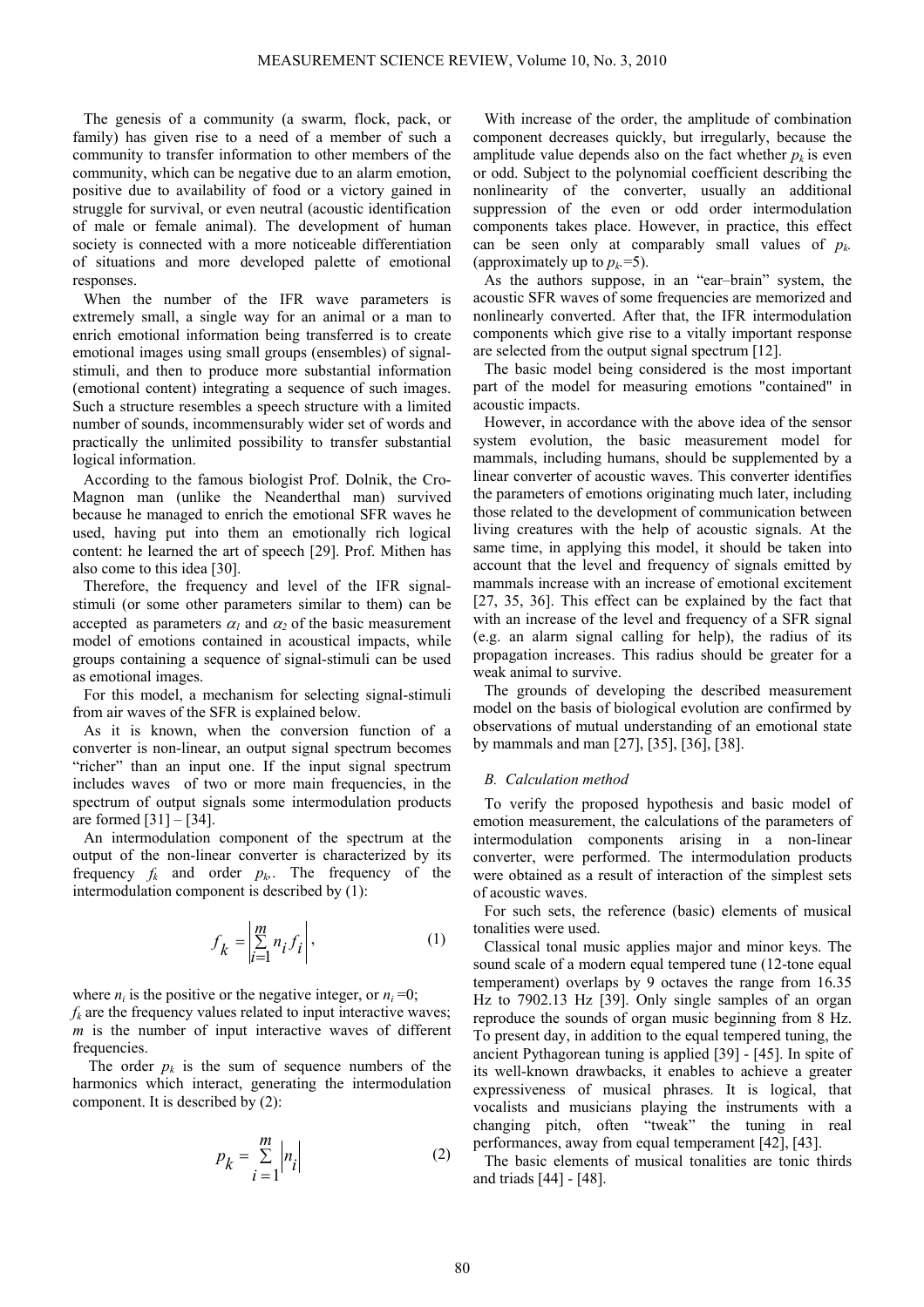The genesis of a community (a swarm, flock, pack, or family) has given rise to a need of a member of such a community to transfer information to other members of the community, which can be negative due to an alarm emotion, positive due to availability of food or a victory gained in struggle for survival, or even neutral (acoustic identification of male or female animal). The development of human society is connected with a more noticeable differentiation of situations and more developed palette of emotional responses.

When the number of the IFR wave parameters is extremely small, a single way for an animal or a man to enrich emotional information being transferred is to create emotional images using small groups (ensembles) of signal-stimuli, and then to produce more substantial information (emotional content) integrating a sequence of such images. Such a structure resembles a speech structure with a limited number of sounds, incommensurably wider set of words and practically the unlimited possibility to transfer substantial logical information.

According to the famous biologist Prof. Dolnik, the Cro-Magnon man (unlike the Neanderthal man) survived because he managed to enrich the emotional SFR waves he used, having put into them an emotionally rich logical content: he learned the art of speech [29]. Prof. Mithen has also come to this idea [30].

Therefore, the frequency and level of the IFR signal-stimuli (or some other parameters similar to them) can be accepted as parameters $\alpha_1$ and $\alpha_2$ of the basic measurement model of emotions contained in acoustical impacts, while groups containing a sequence of signal-stimuli can be used as emotional images.

For this model, a mechanism for selecting signal-stimuli from air waves of the SFR is explained below.

As it is known, when the conversion function of a converter is non-linear, an output signal spectrum becomes "richer" than an input one. If the input signal spectrum includes waves of two or more main frequencies, in the spectrum of output signals some intermodulation products are formed [31] – [34].

An intermodulation component of the spectrum at the output of the non-linear converter is characterized by its frequency $f_k$ and order $p_k$. The frequency of the intermodulation component is described by (1):

$$f_k = \left| \sum_{i=1}^{m} n_i f_i \right|, \tag{1}$$

where $n_i$ is the positive or the negative integer, or $n_i = 0$;
$f_k$ are the frequency values related to input interactive waves; $m$ is the number of input interactive waves of different frequencies.

The order $p_k$ is the sum of sequence numbers of the harmonics which interact, generating the intermodulation component. It is described by (2):

$$p_k = \sum_{i=1}^{m} \left| n_i \right| \tag{2}$$

With increase of the order, the amplitude of combination component decreases quickly, but irregularly, because the amplitude value depends also on the fact whether $p_k$ is even or odd. Subject to the polynomial coefficient describing the nonlinearity of the converter, usually an additional suppression of the even or odd order intermodulation components takes place. However, in practice, this effect can be seen only at comparably small values of $p_k$ (approximately up to $p_k$=5).

As the authors suppose, in an "ear–brain" system, the acoustic SFR waves of some frequencies are memorized and nonlinearly converted. After that, the IFR intermodulation components which give rise to a vitally important response are selected from the output signal spectrum [12].

The basic model being considered is the most important part of the model for measuring emotions "contained" in acoustic impacts.

However, in accordance with the above idea of the sensor system evolution, the basic measurement model for mammals, including humans, should be supplemented by a linear converter of acoustic waves. This converter identifies the parameters of emotions originating much later, including those related to the development of communication between living creatures with the help of acoustic signals. At the same time, in applying this model, it should be taken into account that the level and frequency of signals emitted by mammals increase with an increase of emotional excitement [27, 35, 36]. This effect can be explained by the fact that with an increase of the level and frequency of a SFR signal (e.g. an alarm signal calling for help), the radius of its propagation increases. This radius should be greater for a weak animal to survive.

The grounds of developing the described measurement model on the basis of biological evolution are confirmed by observations of mutual understanding of an emotional state by mammals and man [27], [35], [36], [38].

### *B. Calculation method*

To verify the proposed hypothesis and basic model of emotion measurement, the calculations of the parameters of intermodulation components arising in a non-linear converter, were performed. The intermodulation products were obtained as a result of interaction of the simplest sets of acoustic waves.

For such sets, the reference (basic) elements of musical tonalities were used.

Classical tonal music applies major and minor keys. The sound scale of a modern equal tempered tune (12-tone equal temperament) overlaps by 9 octaves the range from 16.35 Hz to 7902.13 Hz [39]. Only single samples of an organ reproduce the sounds of organ music beginning from 8 Hz. To present day, in addition to the equal tempered tuning, the ancient Pythagorean tuning is applied [39] - [45]. In spite of its well-known drawbacks, it enables to achieve a greater expressiveness of musical phrases. It is logical, that vocalists and musicians playing the instruments with a changing pitch, often "tweak" the tuning in real performances, away from equal temperament [42], [43].

The basic elements of musical tonalities are tonic thirds and triads [44] - [48].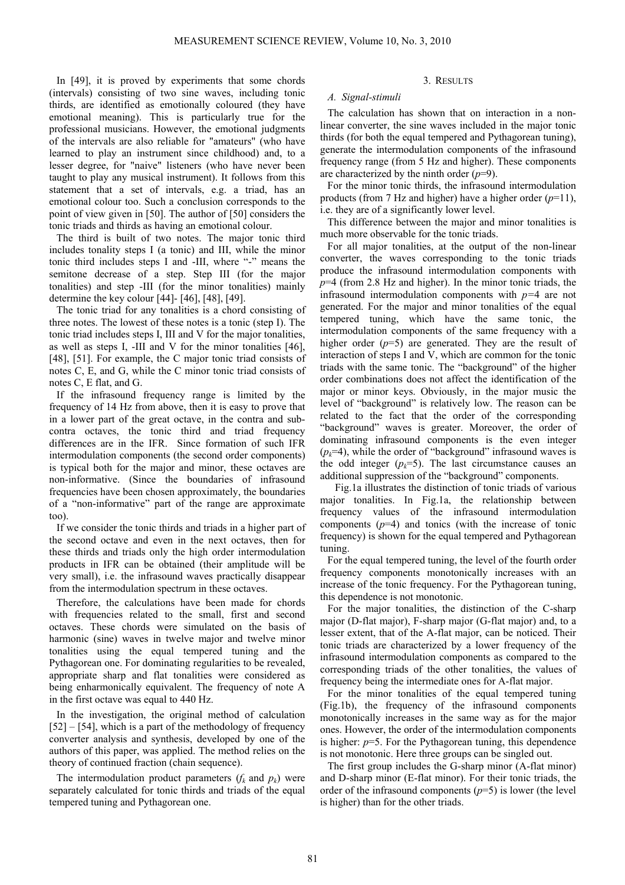In [49], it is proved by experiments that some chords (intervals) consisting of two sine waves, including tonic thirds, are identified as emotionally coloured (they have emotional meaning). This is particularly true for the professional musicians. However, the emotional judgments of the intervals are also reliable for "amateurs" (who have learned to play an instrument since childhood) and, to a lesser degree, for "naive" listeners (who have never been taught to play any musical instrument). It follows from this statement that a set of intervals, e.g. a triad, has an emotional colour too. Such a conclusion corresponds to the point of view given in [50]. The author of [50] considers the tonic triads and thirds as having an emotional colour.

The third is built of two notes. The major tonic third includes tonality steps I (a tonic) and III, while the minor tonic third includes steps I and -III, where "-" means the semitone decrease of a step. Step III (for the major tonalities) and step -III (for the minor tonalities) mainly determine the key colour [44]- [46], [48], [49].

The tonic triad for any tonalities is a chord consisting of three notes. The lowest of these notes is a tonic (step I). The tonic triad includes steps I, III and V for the major tonalities, as well as steps I, -III and V for the minor tonalities [46], [48], [51]. For example, the C major tonic triad consists of notes C, E, and G, while the C minor tonic triad consists of notes C, E flat, and G.

If the infrasound frequency range is limited by the frequency of 14 Hz from above, then it is easy to prove that in a lower part of the great octave, in the contra and sub-contra octaves, the tonic third and triad frequency differences are in the IFR. Since formation of such IFR intermodulation components (the second order components) is typical both for the major and minor, these octaves are non-informative. (Since the boundaries of infrasound frequencies have been chosen approximately, the boundaries of a "non-informative" part of the range are approximate too).

If we consider the tonic thirds and triads in a higher part of the second octave and even in the next octaves, then for these thirds and triads only the high order intermodulation products in IFR can be obtained (their amplitude will be very small), i.e. the infrasound waves practically disappear from the intermodulation spectrum in these octaves.

Therefore, the calculations have been made for chords with frequencies related to the small, first and second octaves. These chords were simulated on the basis of harmonic (sine) waves in twelve major and twelve minor tonalities using the equal tempered tuning and the Pythagorean one. For dominating regularities to be revealed, appropriate sharp and flat tonalities were considered as being enharmonically equivalent. The frequency of note A in the first octave was equal to 440 Hz.

In the investigation, the original method of calculation [52] – [54], which is a part of the methodology of frequency converter analysis and synthesis, developed by one of the authors of this paper, was applied. The method relies on the theory of continued fraction (chain sequence).

The intermodulation product parameters ($f_k$ and $p_k$) were separately calculated for tonic thirds and triads of the equal tempered tuning and Pythagorean one.

## 3. Results

### *A. Signal-stimuli*

The calculation has shown that on interaction in a non-linear converter, the sine waves included in the major tonic thirds (for both the equal tempered and Pythagorean tuning), generate the intermodulation components of the infrasound frequency range (from 5 Hz and higher). These components are characterized by the ninth order ($p$=9).

For the minor tonic thirds, the infrasound intermodulation products (from 7 Hz and higher) have a higher order ($p$=11), i.e. they are of a significantly lower level.

This difference between the major and minor tonalities is much more observable for the tonic triads.

For all major tonalities, at the output of the non-linear converter, the waves corresponding to the tonic triads produce the infrasound intermodulation components with $p$=4 (from 2.8 Hz and higher). In the minor tonic triads, the infrasound intermodulation components with $p$=4 are not generated. For the major and minor tonalities of the equal tempered tuning, which have the same tonic, the intermodulation components of the same frequency with a higher order ($p$=5) are generated. They are the result of interaction of steps I and V, which are common for the tonic triads with the same tonic. The "background" of the higher order combinations does not affect the identification of the major or minor keys. Obviously, in the major music the level of "background" is relatively low. The reason can be related to the fact that the order of the corresponding "background" waves is greater. Moreover, the order of dominating infrasound components is the even integer ($p_k$=4), while the order of "background" infrasound waves is the odd integer ($p_k$=5). The last circumstance causes an additional suppression of the "background" components.

Fig.1a illustrates the distinction of tonic triads of various major tonalities. In Fig.1a, the relationship between frequency values of the infrasound intermodulation components ($p$=4) and tonics (with the increase of tonic frequency) is shown for the equal tempered and Pythagorean tuning.

For the equal tempered tuning, the level of the fourth order frequency components monotonically increases with an increase of the tonic frequency. For the Pythagorean tuning, this dependence is not monotonic.

For the major tonalities, the distinction of the C-sharp major (D-flat major), F-sharp major (G-flat major) and, to a lesser extent, that of the A-flat major, can be noticed. Their tonic triads are characterized by a lower frequency of the infrasound intermodulation components as compared to the corresponding triads of the other tonalities, the values of frequency being the intermediate ones for A-flat major.

For the minor tonalities of the equal tempered tuning (Fig.1b), the frequency of the infrasound components monotonically increases in the same way as for the major ones. However, the order of the intermodulation components is higher: $p$=5. For the Pythagorean tuning, this dependence is not monotonic. Here three groups can be singled out.

The first group includes the G-sharp minor (A-flat minor) and D-sharp minor (E-flat minor). For their tonic triads, the order of the infrasound components ($p$=5) is lower (the level is higher) than for the other triads.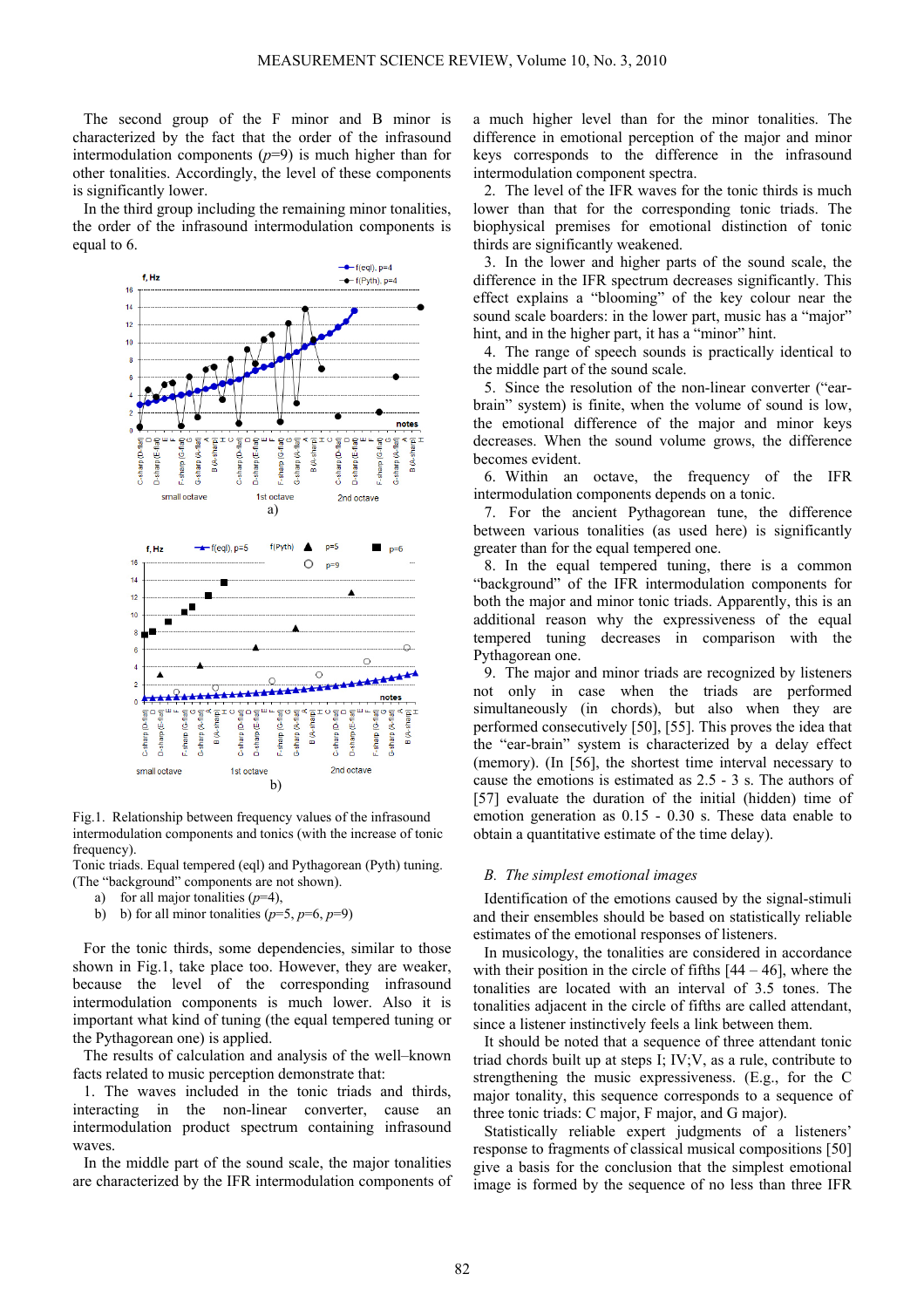The second group of the F minor and B minor is characterized by the fact that the order of the infrasound intermodulation components ($p$=9) is much higher than for other tonalities. Accordingly, the level of these components is significantly lower.

In the third group including the remaining minor tonalities, the order of the infrasound intermodulation components is equal to 6.

Fig.1. Relationship between frequency values of the infrasound intermodulation components and tonics (with the increase of tonic frequency).
Tonic triads. Equal tempered (eql) and Pythagorean (Pyth) tuning. (The "background" components are not shown).

a) for all major tonalities ($p$=4),
b) b) for all minor tonalities ($p$=5, $p$=6, $p$=9)

For the tonic thirds, some dependencies, similar to those shown in Fig.1, take place too. However, they are weaker, because the level of the corresponding infrasound intermodulation components is much lower. Also it is important what kind of tuning (the equal tempered tuning or the Pythagorean one) is applied.

The results of calculation and analysis of the well–known facts related to music perception demonstrate that:

1. The waves included in the tonic triads and thirds, interacting in the non-linear converter, cause an intermodulation product spectrum containing infrasound waves.

In the middle part of the sound scale, the major tonalities are characterized by the IFR intermodulation components of a much higher level than for the minor tonalities. The difference in emotional perception of the major and minor keys corresponds to the difference in the infrasound intermodulation component spectra.

2. The level of the IFR waves for the tonic thirds is much lower than that for the corresponding tonic triads. The biophysical premises for emotional distinction of tonic thirds are significantly weakened.

3. In the lower and higher parts of the sound scale, the difference in the IFR spectrum decreases significantly. This effect explains a "blooming" of the key colour near the sound scale boarders: in the lower part, music has a "major" hint, and in the higher part, it has a "minor" hint.

4. The range of speech sounds is practically identical to the middle part of the sound scale.

5. Since the resolution of the non-linear converter ("ear-brain" system) is finite, when the volume of sound is low, the emotional difference of the major and minor keys decreases. When the sound volume grows, the difference becomes evident.

6. Within an octave, the frequency of the IFR intermodulation components depends on a tonic.

7. For the ancient Pythagorean tune, the difference between various tonalities (as used here) is significantly greater than for the equal tempered one.

8. In the equal tempered tuning, there is a common "background" of the IFR intermodulation components for both the major and minor tonic triads. Apparently, this is an additional reason why the expressiveness of the equal tempered tuning decreases in comparison with the Pythagorean one.

9. The major and minor triads are recognized by listeners not only in case when the triads are performed simultaneously (in chords), but also when they are performed consecutively [50], [55]. This proves the idea that the "ear-brain" system is characterized by a delay effect (memory). (In [56], the shortest time interval necessary to cause the emotions is estimated as 2.5 - 3 s. The authors of [57] evaluate the duration of the initial (hidden) time of emotion generation as 0.15 - 0.30 s. These data enable to obtain a quantitative estimate of the time delay).

### *B. The simplest emotional images*

Identification of the emotions caused by the signal-stimuli and their ensembles should be based on statistically reliable estimates of the emotional responses of listeners.

In musicology, the tonalities are considered in accordance with their position in the circle of fifths [44 – 46], where the tonalities are located with an interval of 3.5 tones. The tonalities adjacent in the circle of fifths are called attendant, since a listener instinctively feels a link between them.

It should be noted that a sequence of three attendant tonic triad chords built up at steps I; IV;V, as a rule, contribute to strengthening the music expressiveness. (E.g., for the C major tonality, this sequence corresponds to a sequence of three tonic triads: C major, F major, and G major).

Statistically reliable expert judgments of a listeners' response to fragments of classical musical compositions [50] give a basis for the conclusion that the simplest emotional image is formed by the sequence of no less than three IFR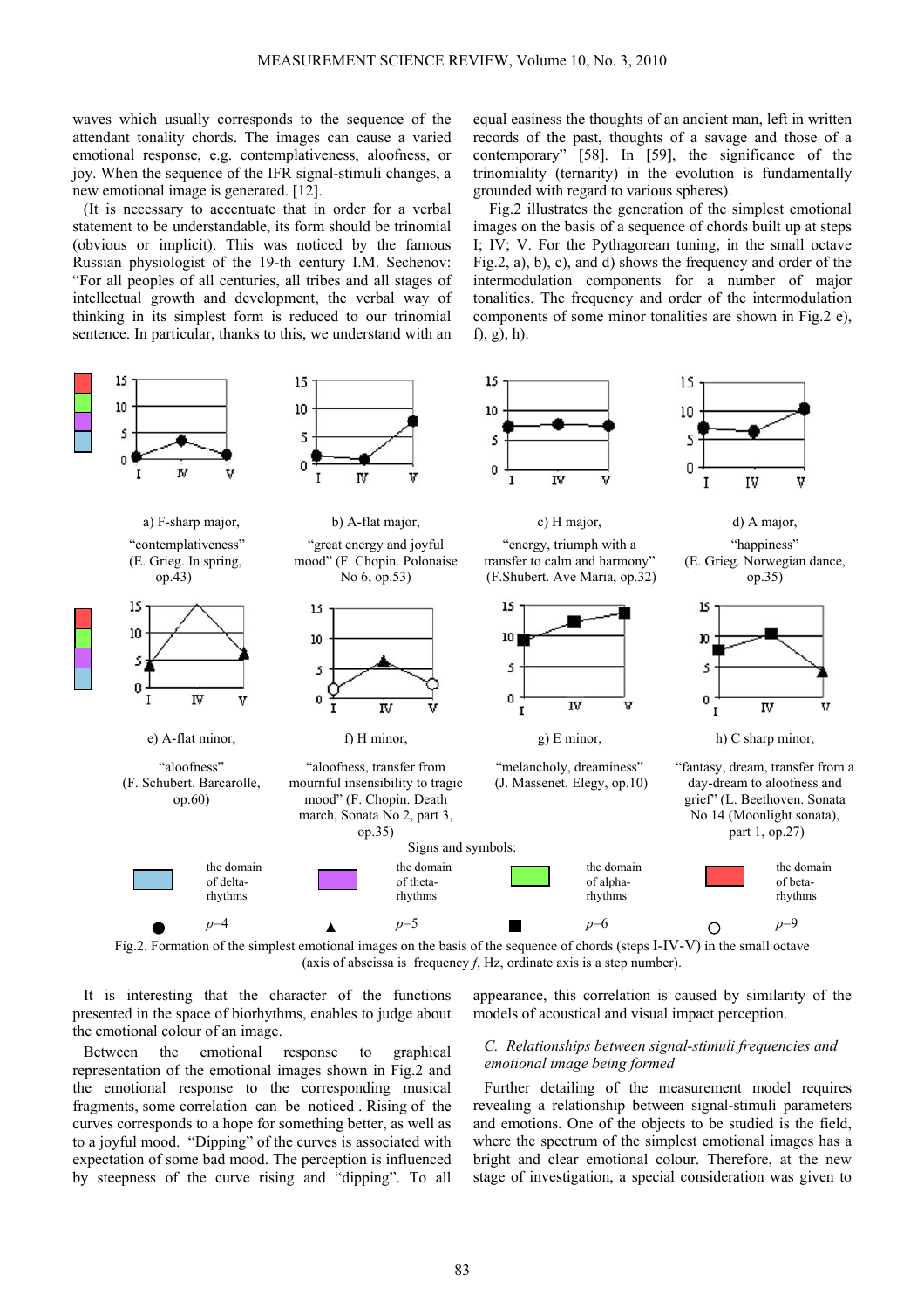waves which usually corresponds to the sequence of the attendant tonality chords. The images can cause a varied emotional response, e.g. contemplativeness, aloofness, or joy. When the sequence of the IFR signal-stimuli changes, a new emotional image is generated. [12].

(It is necessary to accentuate that in order for a verbal statement to be understandable, its form should be trinomial (obvious or implicit). This was noticed by the famous Russian physiologist of the 19-th century I.M. Sechenov: "For all peoples of all centuries, all tribes and all stages of intellectual growth and development, the verbal way of thinking in its simplest form is reduced to our trinomial sentence. In particular, thanks to this, we understand with an equal easiness the thoughts of an ancient man, left in written records of the past, thoughts of a savage and those of a contemporary" [58]. In [59], the significance of the trinomiality (ternarity) in the evolution is fundamentally grounded with regard to various spheres).

Fig.2 illustrates the generation of the simplest emotional images on the basis of a sequence of chords built up at steps I; IV; V. For the Pythagorean tuning, in the small octave Fig.2, a), b), c), and d) shows the frequency and order of the intermodulation components for a number of major tonalities. The frequency and order of the intermodulation components of some minor tonalities are shown in Fig.2 e), f), g), h).

a) F-sharp major, "contemplativeness" (E. Grieg. In spring, op.43)

b) A-flat major, "great energy and joyful mood" (F. Chopin. Polonaise No 6, op.53)

c) H major, "energy, triumph with a transfer to calm and harmony" (F.Shubert. Ave Maria, op.32)

d) A major, "happiness" (E. Grieg. Norwegian dance, op.35)

e) A-flat minor, "aloofness" (F. Schubert. Barcarolle, op.60)

f) H minor, "aloofness, transfer from mournful insensibility to tragic mood" (F. Chopin. Death march, Sonata No 2, part 3, op.35)

g) E minor, "melancholy, dreaminess" (J. Massenet. Elegy, op.10)

h) C sharp minor, "fantasy, dream, transfer from a day-dream to aloofness and grief" (L. Beethoven. Sonata No 14 (Moonlight sonata), part 1, op.27)

Signs and symbols: the domain of delta-rhythms; the domain of theta-rhythms; the domain of alpha-rhythms; the domain of beta-rhythms; ● $p$=4; ▲ $p$=5; ■ $p$=6; ○ $p$=9

Fig.2. Formation of the simplest emotional images on the basis of the sequence of chords (steps I-IV-V) in the small octave (axis of abscissa is frequency $f$, Hz, ordinate axis is a step number).

It is interesting that the character of the functions presented in the space of biorhythms, enables to judge about the emotional colour of an image.

Between the emotional response to graphical representation of the emotional images shown in Fig.2 and the emotional response to the corresponding musical fragments, some correlation can be noticed . Rising of the curves corresponds to a hope for something better, as well as to a joyful mood. "Dipping" of the curves is associated with expectation of some bad mood. The perception is influenced by steepness of the curve rising and "dipping". To all appearance, this correlation is caused by similarity of the models of acoustical and visual impact perception.

### *C. Relationships between signal-stimuli frequencies and emotional image being formed*

Further detailing of the measurement model requires revealing a relationship between signal-stimuli parameters and emotions. One of the objects to be studied is the field, where the spectrum of the simplest emotional images has a bright and clear emotional colour. Therefore, at the new stage of investigation, a special consideration was given to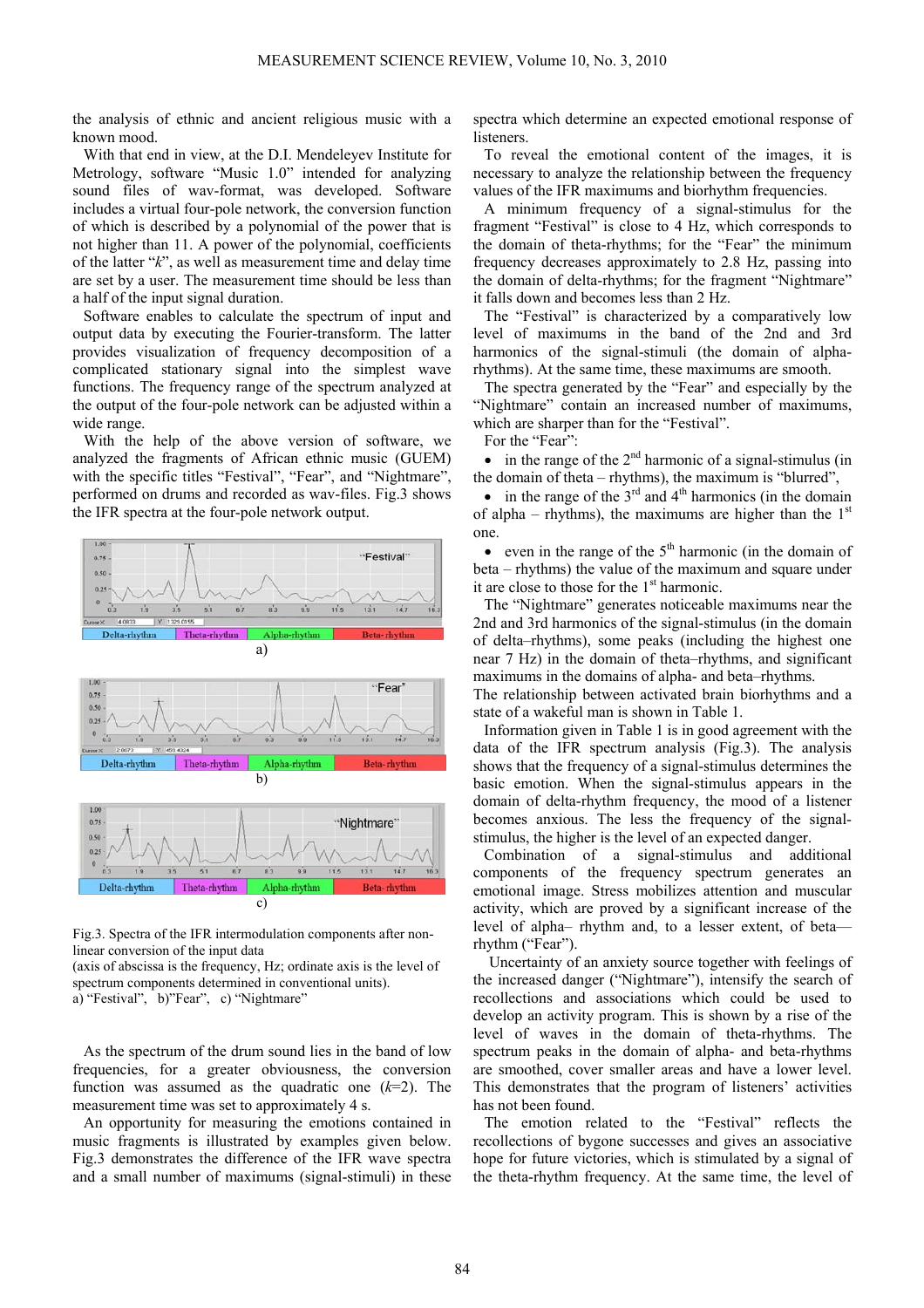the analysis of ethnic and ancient religious music with a known mood.

With that end in view, at the D.I. Mendeleyev Institute for Metrology, software "Music 1.0" intended for analyzing sound files of wav-format, was developed. Software includes a virtual four-pole network, the conversion function of which is described by a polynomial of the power that is not higher than 11. A power of the polynomial, coefficients of the latter "*k*", as well as measurement time and delay time are set by a user. The measurement time should be less than a half of the input signal duration.

Software enables to calculate the spectrum of input and output data by executing the Fourier-transform. The latter provides visualization of frequency decomposition of a complicated stationary signal into the simplest wave functions. The frequency range of the spectrum analyzed at the output of the four-pole network can be adjusted within a wide range.

With the help of the above version of software, we analyzed the fragments of African ethnic music (GUEM) with the specific titles "Festival", "Fear", and "Nightmare", performed on drums and recorded as wav-files. Fig.3 shows the IFR spectra at the four-pole network output.

Fig.3. Spectra of the IFR intermodulation components after non-linear conversion of the input data
(axis of abscissa is the frequency, Hz; ordinate axis is the level of spectrum components determined in conventional units).
a) "Festival", b)"Fear", c) "Nightmare"

As the spectrum of the drum sound lies in the band of low frequencies, for a greater obviousness, the conversion function was assumed as the quadratic one ($k$=2). The measurement time was set to approximately 4 s.

An opportunity for measuring the emotions contained in music fragments is illustrated by examples given below. Fig.3 demonstrates the difference of the IFR wave spectra and a small number of maximums (signal-stimuli) in these spectra which determine an expected emotional response of listeners.

To reveal the emotional content of the images, it is necessary to analyze the relationship between the frequency values of the IFR maximums and biorhythm frequencies.

A minimum frequency of a signal-stimulus for the fragment "Festival" is close to 4 Hz, which corresponds to the domain of theta-rhythms; for the "Fear" the minimum frequency decreases approximately to 2.8 Hz, passing into the domain of delta-rhythms; for the fragment "Nightmare" it falls down and becomes less than 2 Hz.

The "Festival" is characterized by a comparatively low level of maximums in the band of the 2nd and 3rd harmonics of the signal-stimuli (the domain of alpha-rhythms). At the same time, these maximums are smooth.

The spectra generated by the "Fear" and especially by the "Nightmare" contain an increased number of maximums, which are sharper than for the "Festival".

For the "Fear":

- in the range of the 2nd harmonic of a signal-stimulus (in the domain of theta – rhythms), the maximum is "blurred",
- in the range of the 3rd and 4th harmonics (in the domain of alpha – rhythms), the maximums are higher than the 1st one.
- even in the range of the 5th harmonic (in the domain of beta – rhythms) the value of the maximum and square under it are close to those for the 1st harmonic.

The "Nightmare" generates noticeable maximums near the 2nd and 3rd harmonics of the signal-stimulus (in the domain of delta–rhythms), some peaks (including the highest one near 7 Hz) in the domain of theta–rhythms, and significant maximums in the domains of alpha- and beta–rhythms.

The relationship between activated brain biorhythms and a state of a wakeful man is shown in Table 1.

Information given in Table 1 is in good agreement with the data of the IFR spectrum analysis (Fig.3). The analysis shows that the frequency of a signal-stimulus determines the basic emotion. When the signal-stimulus appears in the domain of delta-rhythm frequency, the mood of a listener becomes anxious. The less the frequency of the signal-stimulus, the higher is the level of an expected danger.

Combination of a signal-stimulus and additional components of the frequency spectrum generates an emotional image. Stress mobilizes attention and muscular activity, which are proved by a significant increase of the level of alpha– rhythm and, to a lesser extent, of beta— rhythm ("Fear").

Uncertainty of an anxiety source together with feelings of the increased danger ("Nightmare"), intensify the search of recollections and associations which could be used to develop an activity program. This is shown by a rise of the level of waves in the domain of theta-rhythms. The spectrum peaks in the domain of alpha- and beta-rhythms are smoothed, cover smaller areas and have a lower level. This demonstrates that the program of listeners' activities has not been found.

The emotion related to the "Festival" reflects the recollections of bygone successes and gives an associative hope for future victories, which is stimulated by a signal of the theta-rhythm frequency. At the same time, the level of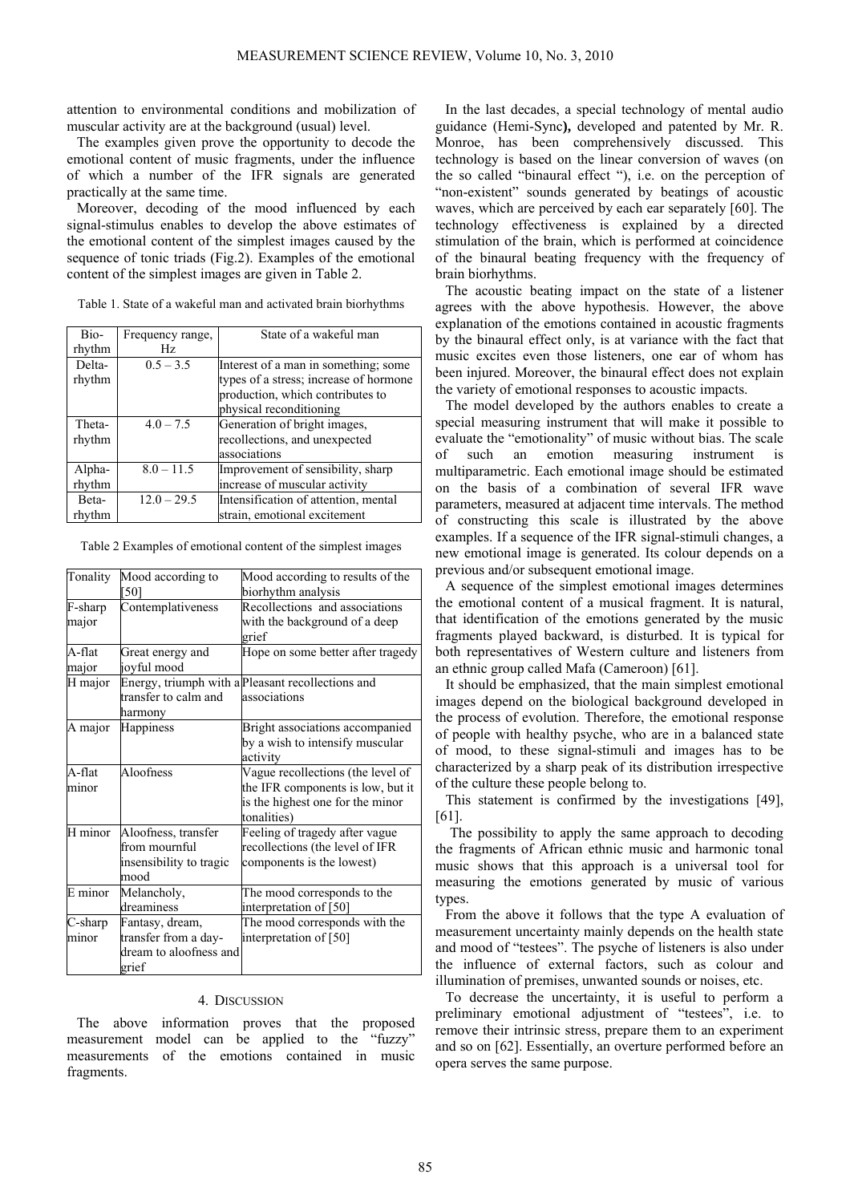attention to environmental conditions and mobilization of muscular activity are at the background (usual) level.

The examples given prove the opportunity to decode the emotional content of music fragments, under the influence of which a number of the IFR signals are generated practically at the same time.

Moreover, decoding of the mood influenced by each signal-stimulus enables to develop the above estimates of the emotional content of the simplest images caused by the sequence of tonic triads (Fig.2). Examples of the emotional content of the simplest images are given in Table 2.

Table 1. State of a wakeful man and activated brain biorhythms

| Bio-rhythm | Frequency range, Hz | State of a wakeful man |
|---|---|---|
| Delta-rhythm | 0.5 – 3.5 | Interest of a man in something; some types of a stress; increase of hormone production, which contributes to physical reconditioning |
| Theta-rhythm | 4.0 – 7.5 | Generation of bright images, recollections, and unexpected associations |
| Alpha-rhythm | 8.0 – 11.5 | Improvement of sensibility, sharp increase of muscular activity |
| Beta-rhythm | 12.0 – 29.5 | Intensification of attention, mental strain, emotional excitement |

Table 2 Examples of emotional content of the simplest images

| Tonality | Mood according to [50] | Mood according to results of the biorhythm analysis |
|---|---|---|
| F-sharp major | Contemplativeness | Recollections and associations with the background of a deep grief |
| A-flat major | Great energy and joyful mood | Hope on some better after tragedy |
| H major | Energy, triumph with a transfer to calm and harmony | Pleasant recollections and associations |
| A major | Happiness | Bright associations accompanied by a wish to intensify muscular activity |
| A-flat minor | Aloofness | Vague recollections (the level of the IFR components is low, but it is the highest one for the minor tonalities) |
| H minor | Aloofness, transfer from mournful insensibility to tragic mood | Feeling of tragedy after vague recollections (the level of IFR components is the lowest) |
| E minor | Melancholy, dreaminess | The mood corresponds to the interpretation of [50] |
| C-sharp minor | Fantasy, dream, transfer from a day-dream to aloofness and grief | The mood corresponds with the interpretation of [50] |

## 4. Discussion

The above information proves that the proposed measurement model can be applied to the "fuzzy" measurements of the emotions contained in music fragments.

In the last decades, a special technology of mental audio guidance (Hemi-Sync**)**, developed and patented by Mr. R. Monroe, has been comprehensively discussed. This technology is based on the linear conversion of waves (on the so called "binaural effect "), i.e. on the perception of "non-existent" sounds generated by beatings of acoustic waves, which are perceived by each ear separately [60]. The technology effectiveness is explained by a directed stimulation of the brain, which is performed at coincidence of the binaural beating frequency with the frequency of brain biorhythms.

The acoustic beating impact on the state of a listener agrees with the above hypothesis. However, the above explanation of the emotions contained in acoustic fragments by the binaural effect only, is at variance with the fact that music excites even those listeners, one ear of whom has been injured. Moreover, the binaural effect does not explain the variety of emotional responses to acoustic impacts.

The model developed by the authors enables to create a special measuring instrument that will make it possible to evaluate the "emotionality" of music without bias. The scale of such an emotion measuring instrument is multiparametric. Each emotional image should be estimated on the basis of a combination of several IFR wave parameters, measured at adjacent time intervals. The method of constructing this scale is illustrated by the above examples. If a sequence of the IFR signal-stimuli changes, a new emotional image is generated. Its colour depends on a previous and/or subsequent emotional image.

A sequence of the simplest emotional images determines the emotional content of a musical fragment. It is natural, that identification of the emotions generated by the music fragments played backward, is disturbed. It is typical for both representatives of Western culture and listeners from an ethnic group called Mafa (Cameroon) [61].

It should be emphasized, that the main simplest emotional images depend on the biological background developed in the process of evolution. Therefore, the emotional response of people with healthy psyche, who are in a balanced state of mood, to these signal-stimuli and images has to be characterized by a sharp peak of its distribution irrespective of the culture these people belong to.

This statement is confirmed by the investigations [49], [61].

The possibility to apply the same approach to decoding the fragments of African ethnic music and harmonic tonal music shows that this approach is a universal tool for measuring the emotions generated by music of various types.

From the above it follows that the type A evaluation of measurement uncertainty mainly depends on the health state and mood of "testees". The psyche of listeners is also under the influence of external factors, such as colour and illumination of premises, unwanted sounds or noises, etc.

To decrease the uncertainty, it is useful to perform a preliminary emotional adjustment of "testees", i.e. to remove their intrinsic stress, prepare them to an experiment and so on [62]. Essentially, an overture performed before an opera serves the same purpose.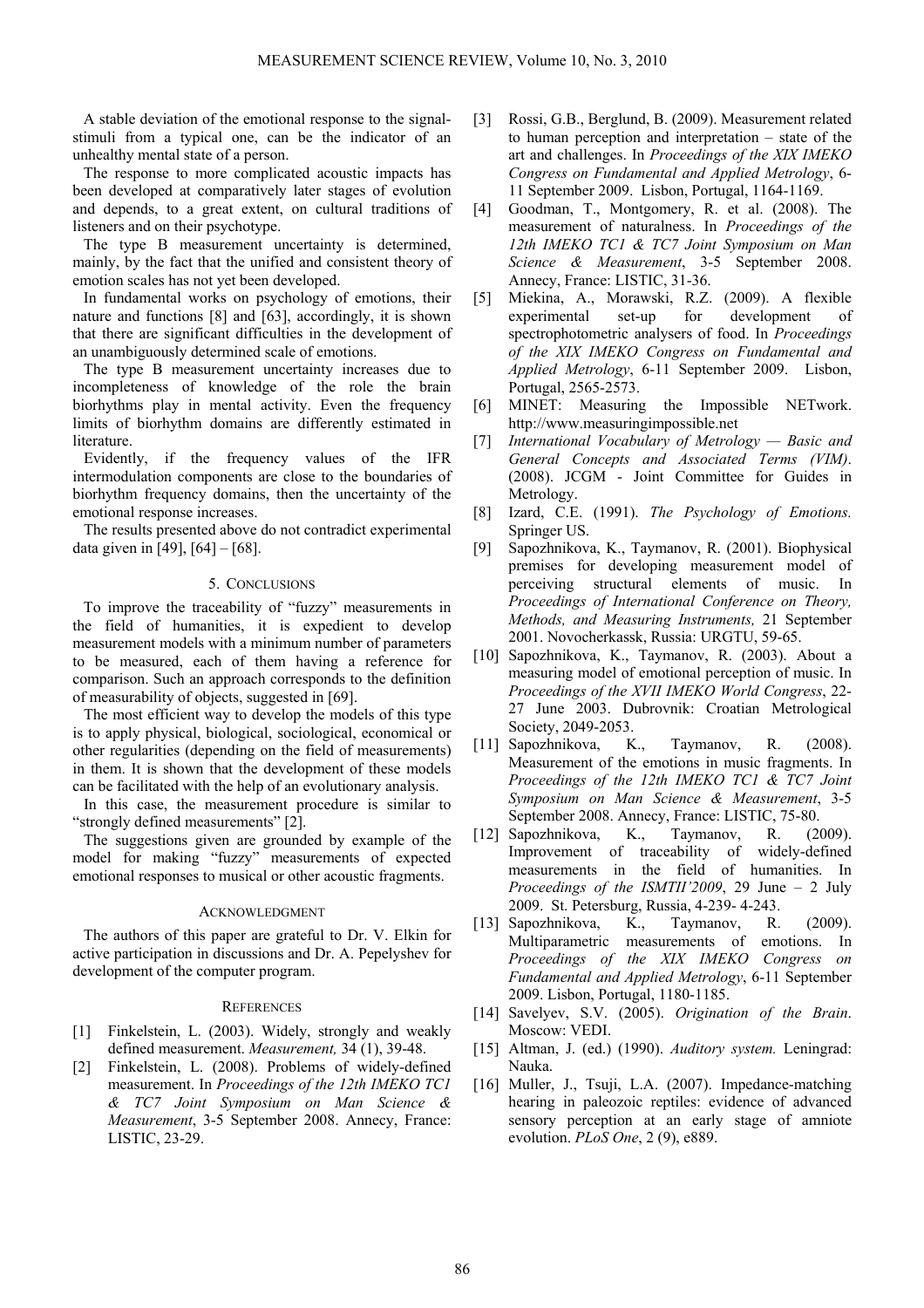A stable deviation of the emotional response to the signal-stimuli from a typical one, can be the indicator of an unhealthy mental state of a person.

The response to more complicated acoustic impacts has been developed at comparatively later stages of evolution and depends, to a great extent, on cultural traditions of listeners and on their psychotype.

The type B measurement uncertainty is determined, mainly, by the fact that the unified and consistent theory of emotion scales has not yet been developed.

In fundamental works on psychology of emotions, their nature and functions [8] and [63], accordingly, it is shown that there are significant difficulties in the development of an unambiguously determined scale of emotions.

The type B measurement uncertainty increases due to incompleteness of knowledge of the role the brain biorhythms play in mental activity. Even the frequency limits of biorhythm domains are differently estimated in literature.

Evidently, if the frequency values of the IFR intermodulation components are close to the boundaries of biorhythm frequency domains, then the uncertainty of the emotional response increases.

The results presented above do not contradict experimental data given in [49], [64] – [68].

## 5. Conclusions

To improve the traceability of "fuzzy" measurements in the field of humanities, it is expedient to develop measurement models with a minimum number of parameters to be measured, each of them having a reference for comparison. Such an approach corresponds to the definition of measurability of objects, suggested in [69].

The most efficient way to develop the models of this type is to apply physical, biological, sociological, economical or other regularities (depending on the field of measurements) in them. It is shown that the development of these models can be facilitated with the help of an evolutionary analysis.

In this case, the measurement procedure is similar to "strongly defined measurements" [2].

The suggestions given are grounded by example of the model for making "fuzzy" measurements of expected emotional responses to musical or other acoustic fragments.

## Acknowledgment

The authors of this paper are grateful to Dr. V. Elkin for active participation in discussions and Dr. A. Pepelyshev for development of the computer program.

## References

[1] Finkelstein, L. (2003). Widely, strongly and weakly defined measurement. *Measurement,* 34 (1), 39-48.

[2] Finkelstein, L. (2008). Problems of widely-defined measurement. In *Proceedings of the 12th IMEKO TC1 & TC7 Joint Symposium on Man Science & Measurement*, 3-5 September 2008. Annecy, France: LISTIC, 23-29.

[3] Rossi, G.B., Berglund, B. (2009). Measurement related to human perception and interpretation – state of the art and challenges. In *Proceedings of the XIX IMEKO Congress on Fundamental and Applied Metrology*, 6-11 September 2009. Lisbon, Portugal, 1164-1169.

[4] Goodman, T., Montgomery, R. et al. (2008). The measurement of naturalness. In *Proceedings of the 12th IMEKO TC1 & TC7 Joint Symposium on Man Science & Measurement*, 3-5 September 2008. Annecy, France: LISTIC, 31-36.

[5] Miekina, A., Morawski, R.Z. (2009). A flexible experimental set-up for development of spectrophotometric analysers of food. In *Proceedings of the XIX IMEKO Congress on Fundamental and Applied Metrology*, 6-11 September 2009. Lisbon, Portugal, 2565-2573.

[6] MINET: Measuring the Impossible NETwork. http://www.measuringimpossible.net

[7] *International Vocabulary of Metrology — Basic and General Concepts and Associated Terms (VIM)*. (2008). JCGM - Joint Committee for Guides in Metrology.

[8] Izard, C.E. (1991). *The Psychology of Emotions.* Springer US.

[9] Sapozhnikova, K., Taymanov, R. (2001). Biophysical premises for developing measurement model of perceiving structural elements of music. In *Proceedings of International Conference on Theory, Methods, and Measuring Instruments,* 21 September 2001. Novocherkassk, Russia: URGTU, 59-65.

[10] Sapozhnikova, K., Taymanov, R. (2003). About a measuring model of emotional perception of music. In *Proceedings of the XVII IMEKO World Congress*, 22-27 June 2003. Dubrovnik: Croatian Metrological Society, 2049-2053.

[11] Sapozhnikova, K., Taymanov, R. (2008). Measurement of the emotions in music fragments. In *Proceedings of the 12th IMEKO TC1 & TC7 Joint Symposium on Man Science & Measurement*, 3-5 September 2008. Annecy, France: LISTIC, 75-80.

[12] Sapozhnikova, K., Taymanov, R. (2009). Improvement of traceability of widely-defined measurements in the field of humanities. In *Proceedings of the ISMTII'2009*, 29 June – 2 July 2009. St. Petersburg, Russia, 4-239- 4-243.

[13] Sapozhnikova, K., Taymanov, R. (2009). Multiparametric measurements of emotions. In *Proceedings of the XIX IMEKO Congress on Fundamental and Applied Metrology*, 6-11 September 2009. Lisbon, Portugal, 1180-1185.

[14] Savelyev, S.V. (2005). *Origination of the Brain*. Moscow: VEDI.

[15] Altman, J. (ed.) (1990). *Auditory system.* Leningrad: Nauka.

[16] Muller, J., Tsuji, L.A. (2007). Impedance-matching hearing in paleozoic reptiles: evidence of advanced sensory perception at an early stage of amniote evolution. *PLoS One*, 2 (9), e889.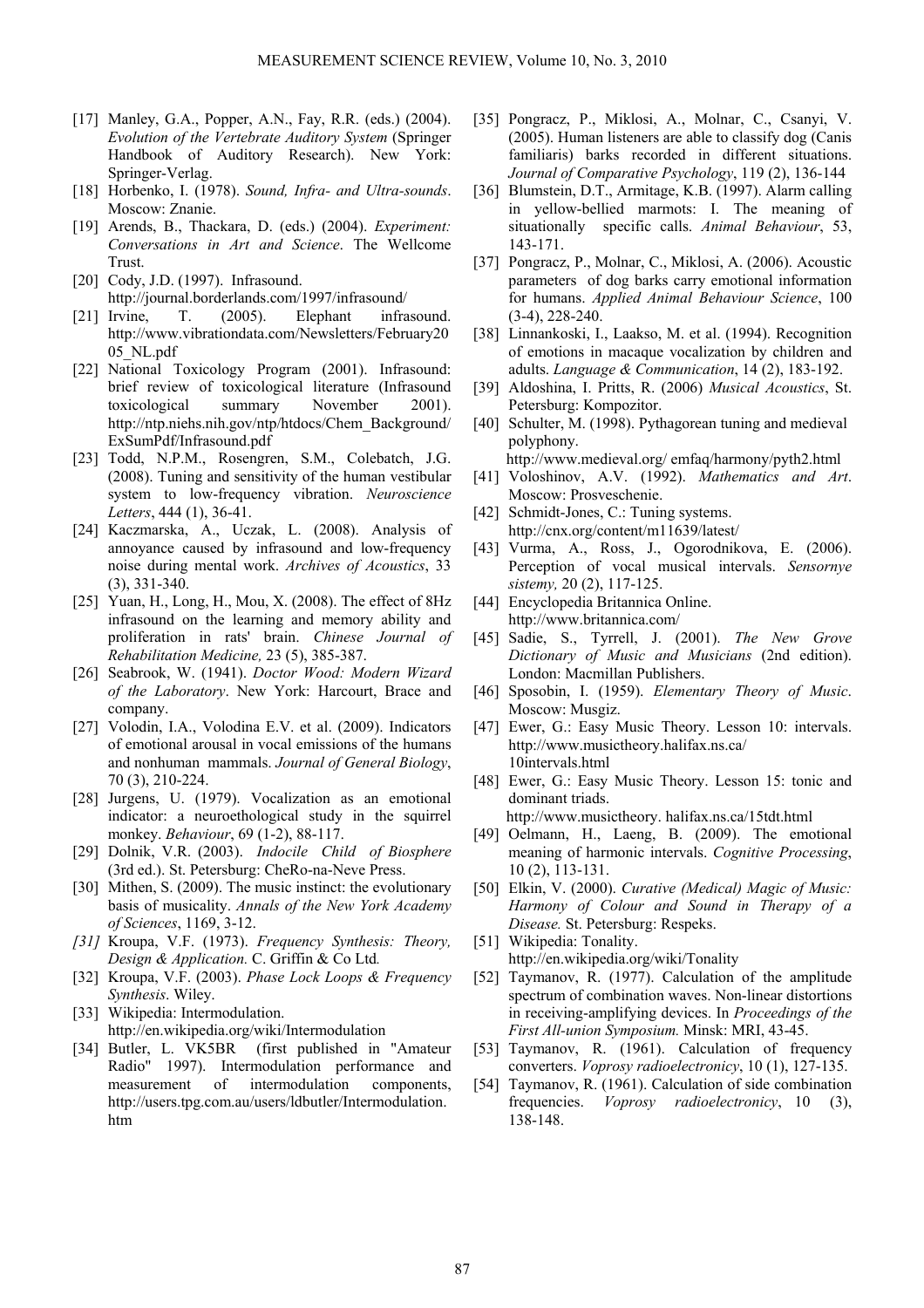[17] Manley, G.A., Popper, A.N., Fay, R.R. (eds.) (2004). *Evolution of the Vertebrate Auditory System* (Springer Handbook of Auditory Research). New York: Springer-Verlag.

[18] Horbenko, I. (1978). *Sound, Infra- and Ultra-sounds*. Moscow: Znanie.

[19] Arends, B., Thackara, D. (eds.) (2004). *Experiment: Conversations in Art and Science*. The Wellcome Trust.

[20] Cody, J.D. (1997). Infrasound. http://journal.borderlands.com/1997/infrasound/

[21] Irvine, T. (2005). Elephant infrasound. http://www.vibrationdata.com/Newsletters/February2005_NL.pdf

[22] National Toxicology Program (2001). Infrasound: brief review of toxicological literature (Infrasound toxicological summary November 2001). http://ntp.niehs.nih.gov/ntp/htdocs/Chem_Background/ExSumPdf/Infrasound.pdf

[23] Todd, N.P.M., Rosengren, S.M., Colebatch, J.G. (2008). Tuning and sensitivity of the human vestibular system to low-frequency vibration. *Neuroscience Letters*, 444 (1), 36-41.

[24] Kaczmarska, A., Uczak, L. (2008). Analysis of annoyance caused by infrasound and low-frequency noise during mental work. *Archives of Acoustics*, 33 (3), 331-340.

[25] Yuan, H., Long, H., Mou, X. (2008). The effect of 8Hz infrasound on the learning and memory ability and proliferation in rats' brain. *Chinese Journal of Rehabilitation Medicine,* 23 (5), 385-387.

[26] Seabrook, W. (1941). *Doctor Wood: Modern Wizard of the Laboratory*. New York: Harcourt, Brace and company.

[27] Volodin, I.A., Volodina E.V. et al. (2009). Indicators of emotional arousal in vocal emissions of the humans and nonhuman mammals. *Journal of General Biology*, 70 (3), 210-224.

[28] Jurgens, U. (1979). Vocalization as an emotional indicator: a neuroethological study in the squirrel monkey. *Behaviour*, 69 (1-2), 88-117.

[29] Dolnik, V.R. (2003). *Indocile Child of Biosphere* (3rd ed.). St. Petersburg: CheRo-na-Neve Press.

[30] Mithen, S. (2009). The music instinct: the evolutionary basis of musicality. *Annals of the New York Academy of Sciences*, 1169, 3-12.

*[31]* Kroupa, V.F. (1973). *Frequency Synthesis: Theory, Design & Application.* C. Griffin & Co Ltd*.*

[32] Kroupa, V.F. (2003). *Phase Lock Loops & Frequency Synthesis*. Wiley.

[33] Wikipedia: Intermodulation. http://en.wikipedia.org/wiki/Intermodulation

[34] Butler, L. VK5BR (first published in "Amateur Radio" 1997). Intermodulation performance and measurement of intermodulation components, http://users.tpg.com.au/users/ldbutler/Intermodulation.htm

[35] Pongracz, P., Miklosi, A., Molnar, C., Csanyi, V. (2005). Human listeners are able to classify dog (Canis familiaris) barks recorded in different situations. *Journal of Comparative Psychology*, 119 (2), 136-144

[36] Blumstein, D.T., Armitage, K.B. (1997). Alarm calling in yellow-bellied marmots: I. The meaning of situationally specific calls. *Animal Behaviour*, 53, 143-171.

[37] Pongracz, P., Molnar, C., Miklosi, A. (2006). Acoustic parameters of dog barks carry emotional information for humans. *Applied Animal Behaviour Science*, 100 (3-4), 228-240.

[38] Linnankoski, I., Laakso, M. et al. (1994). Recognition of emotions in macaque vocalization by children and adults. *Language & Communication*, 14 (2), 183-192.

[39] Aldoshina, I. Pritts, R. (2006) *Musical Acoustics*, St. Petersburg: Kompozitor.

[40] Schulter, M. (1998). Pythagorean tuning and medieval polyphony. http://www.medieval.org/ emfaq/harmony/pyth2.html

[41] Voloshinov, A.V. (1992). *Mathematics and Art*. Moscow: Prosveschenie.

[42] Schmidt-Jones, C.: Tuning systems. http://cnx.org/content/m11639/latest/

[43] Vurma, A., Ross, J., Ogorodnikova, E. (2006). Perception of vocal musical intervals. *Sensornye sistemy,* 20 (2), 117-125.

[44] Encyclopedia Britannica Online. http://www.britannica.com/

[45] Sadie, S., Tyrrell, J. (2001). *The New Grove Dictionary of Music and Musicians* (2nd edition). London: Macmillan Publishers.

[46] Sposobin, I. (1959). *Elementary Theory of Music*. Moscow: Musgiz.

[47] Ewer, G.: Easy Music Theory. Lesson 10: intervals. http://www.musictheory.halifax.ns.ca/10intervals.html

[48] Ewer, G.: Easy Music Theory. Lesson 15: tonic and dominant triads. http://www.musictheory. halifax.ns.ca/15tdt.html

[49] Oelmann, H., Laeng, B. (2009). The emotional meaning of harmonic intervals. *Cognitive Processing*, 10 (2), 113-131.

[50] Elkin, V. (2000). *Curative (Medical) Magic of Music: Harmony of Colour and Sound in Therapy of a Disease.* St. Petersburg: Respeks.

[51] Wikipedia: Tonality. http://en.wikipedia.org/wiki/Tonality

[52] Taymanov, R. (1977). Calculation of the amplitude spectrum of combination waves. Non-linear distortions in receiving-amplifying devices. In *Proceedings of the First All-union Symposium.* Minsk: MRI, 43-45.

[53] Taymanov, R. (1961). Calculation of frequency converters. *Voprosy radioelectronicy*, 10 (1), 127-135.

[54] Taymanov, R. (1961). Calculation of side combination frequencies. *Voprosy radioelectronicy*, 10 (3), 138-148.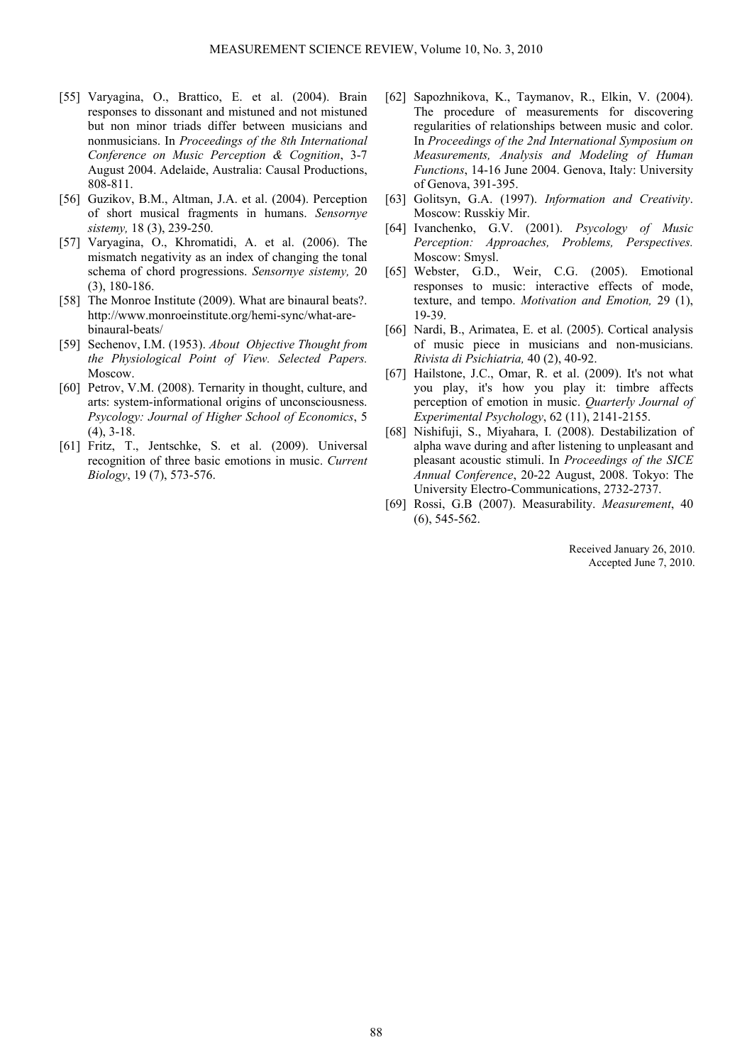[55] Varyagina, O., Brattico, E. et al. (2004). Brain responses to dissonant and mistuned and not mistuned but non minor triads differ between musicians and nonmusicians. In *Proceedings of the 8th International Conference on Music Perception & Cognition*, 3-7 August 2004. Adelaide, Australia: Causal Productions, 808-811.

[56] Guzikov, B.M., Altman, J.A. et al. (2004). Perception of short musical fragments in humans. *Sensornye sistemy,* 18 (3), 239-250.

[57] Varyagina, O., Khromatidi, A. et al. (2006). The mismatch negativity as an index of changing the tonal schema of chord progressions. *Sensornye sistemy,* 20 (3), 180-186.

[58] The Monroe Institute (2009). What are binaural beats?. http://www.monroeinstitute.org/hemi-sync/what-are-binaural-beats/

[59] Sechenov, I.M. (1953). *About Objective Thought from the Physiological Point of View. Selected Papers.* Moscow.

[60] Petrov, V.M. (2008). Ternarity in thought, culture, and arts: system-informational origins of unconsciousness. *Psycology: Journal of Higher School of Economics*, 5 (4), 3-18.

[61] Fritz, T., Jentschke, S. et al. (2009). Universal recognition of three basic emotions in music. *Current Biology*, 19 (7), 573-576.

[62] Sapozhnikova, K., Taymanov, R., Elkin, V. (2004). The procedure of measurements for discovering regularities of relationships between music and color. In *Proceedings of the 2nd International Symposium on Measurements, Analysis and Modeling of Human Functions*, 14-16 June 2004. Genova, Italy: University of Genova, 391-395.

[63] Golitsyn, G.A. (1997). *Information and Creativity*. Moscow: Russkiy Mir.

[64] Ivanchenko, G.V. (2001). *Psycology of Music Perception: Approaches, Problems, Perspectives.* Moscow: Smysl.

[65] Webster, G.D., Weir, C.G. (2005). Emotional responses to music: interactive effects of mode, texture, and tempo. *Motivation and Emotion,* 29 (1), 19-39.

[66] Nardi, B., Arimatea, E. et al. (2005). Cortical analysis of music piece in musicians and non-musicians. *Rivista di Psichiatria,* 40 (2), 40-92.

[67] Hailstone, J.C., Omar, R. et al. (2009). It's not what you play, it's how you play it: timbre affects perception of emotion in music. *Quarterly Journal of Experimental Psychology*, 62 (11), 2141-2155.

[68] Nishifuji, S., Miyahara, I. (2008). Destabilization of alpha wave during and after listening to unpleasant and pleasant acoustic stimuli. In *Proceedings of the SICE Annual Conference*, 20-22 August, 2008. Tokyo: The University Electro-Communications, 2732-2737.

[69] Rossi, G.B (2007). Measurability. *Measurement*, 40 (6), 545-562.

Received January 26, 2010.
Accepted June 7, 2010.